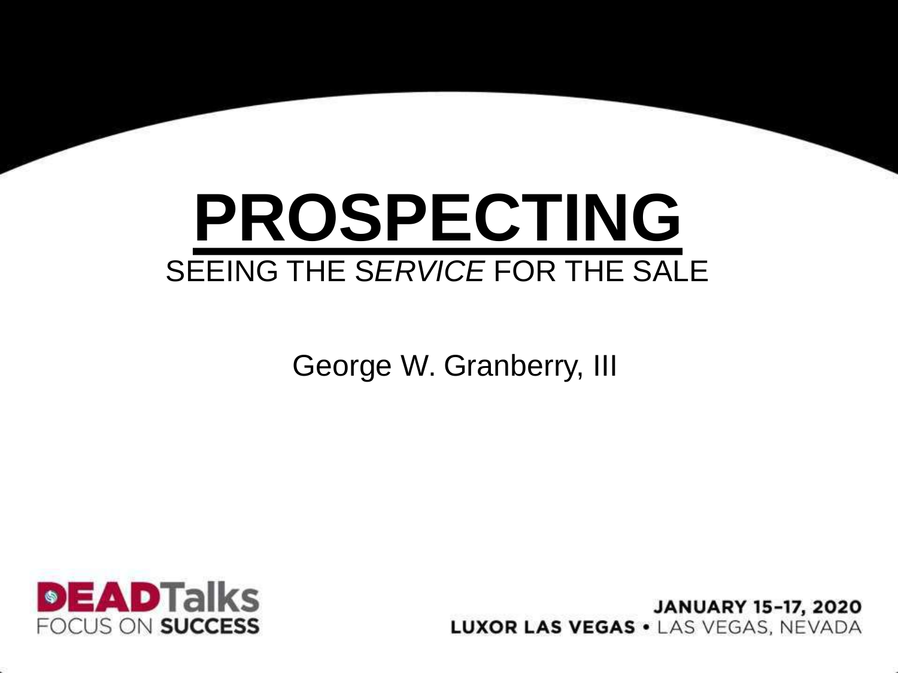# PROSPECTING

SEEING THE *SERVICE* FOR THE SALE

George W. Granberry, III

**DEAD**Talks
FOCUS ON **SUCCESS**

**JANUARY 15-17, 2020**
**LUXOR LAS VEGAS** • LAS VEGAS, NEVADA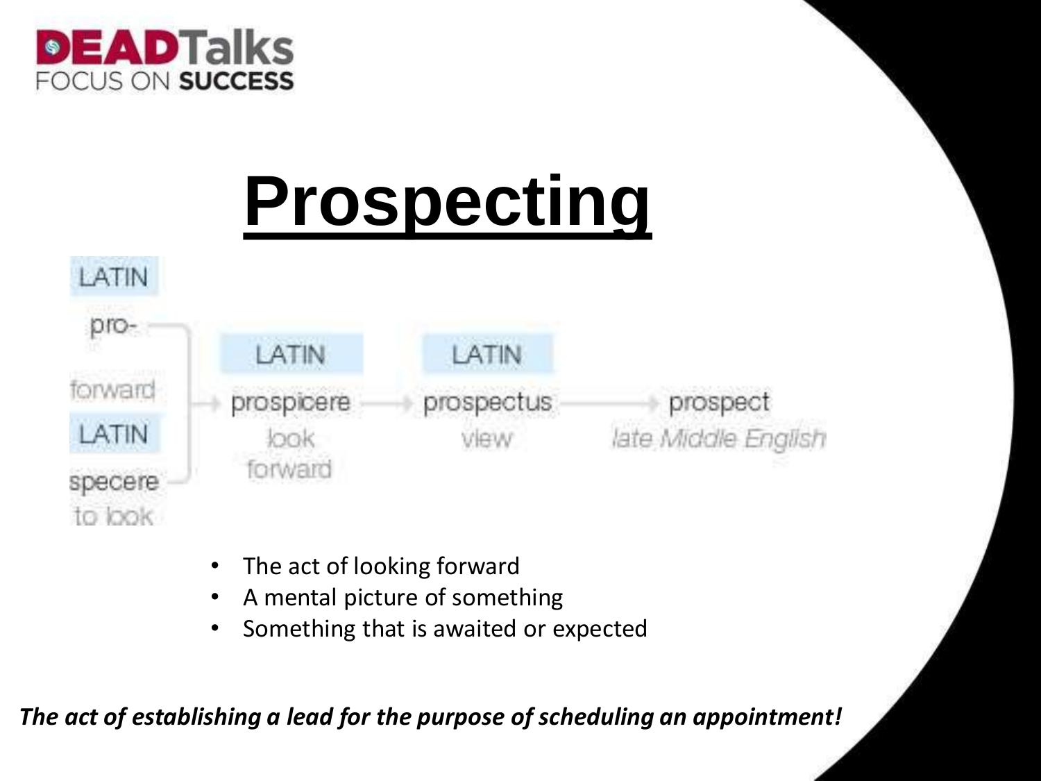# Prospecting

LATIN
pro-
forward
LATIN
specere
to look

→ LATIN
prospicere
look forward

→ LATIN
prospectus
view

→ prospect
*late Middle English*

- The act of looking forward
- A mental picture of something
- Something that is awaited or expected

***The act of establishing a lead for the purpose of scheduling an appointment!***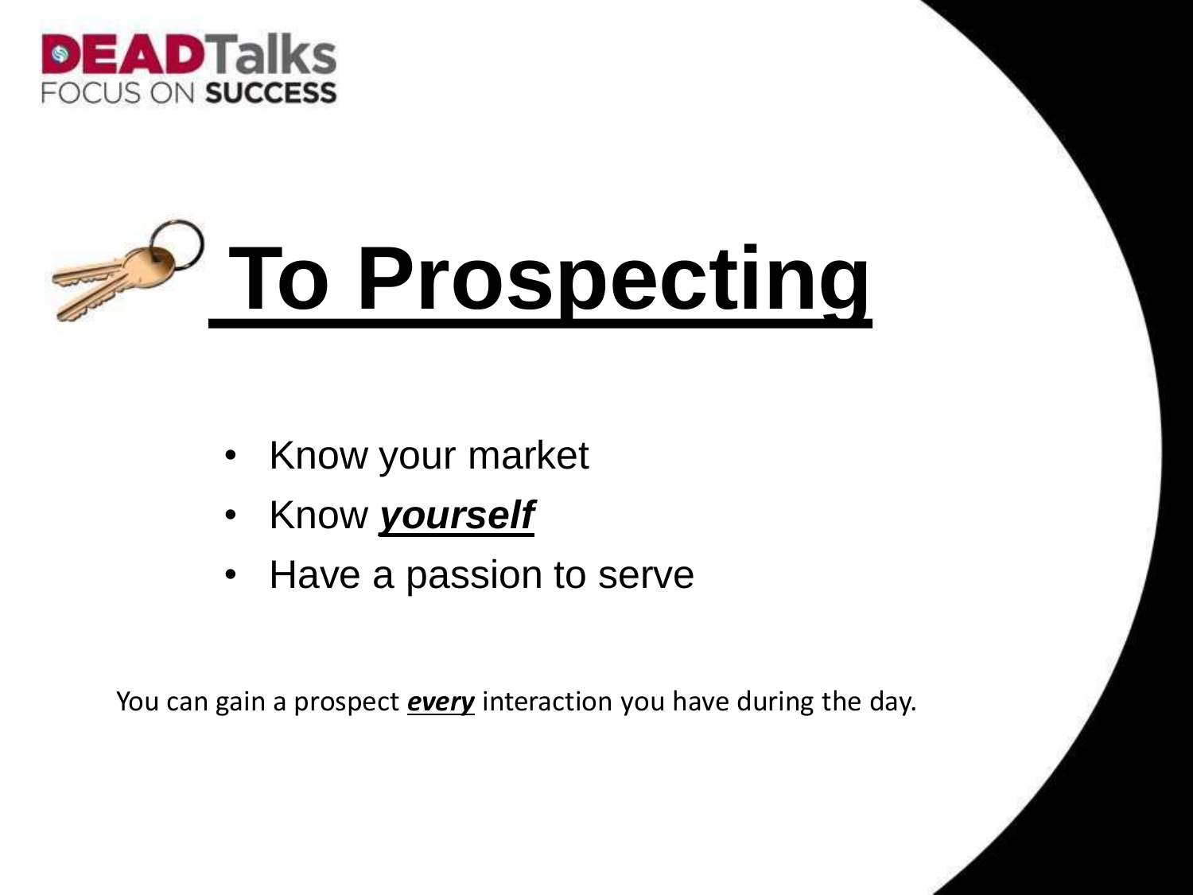# To Prospecting

- Know your market
- Know ***yourself***
- Have a passion to serve

You can gain a prospect ***every*** interaction you have during the day.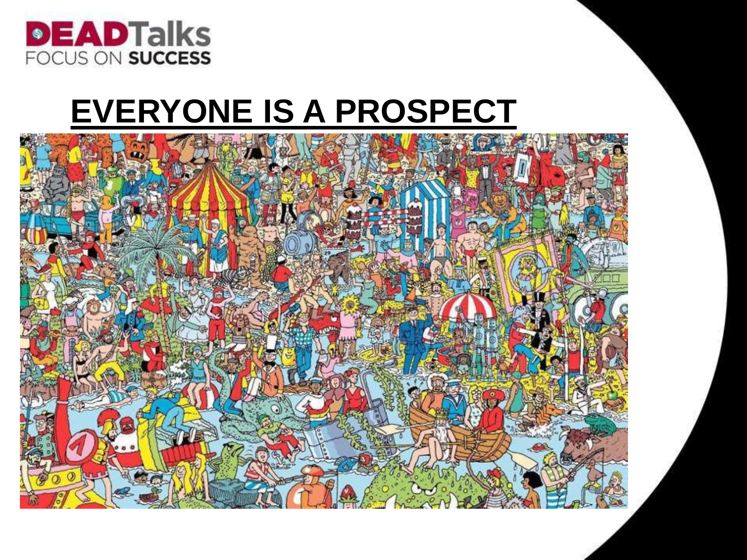**DEADTalks**
FOCUS ON **SUCCESS**

# EVERYONE IS A PROSPECT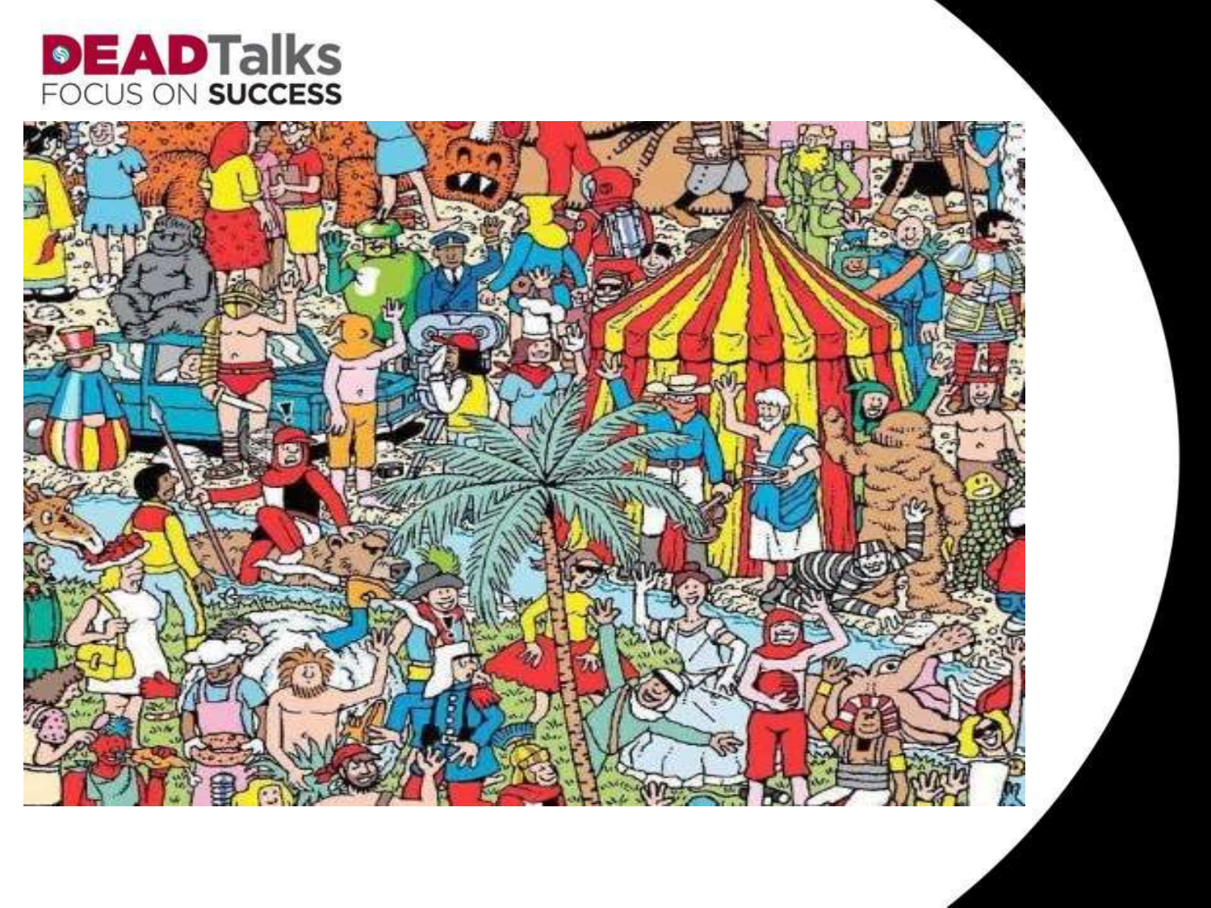**DEADTalks**
FOCUS ON **SUCCESS**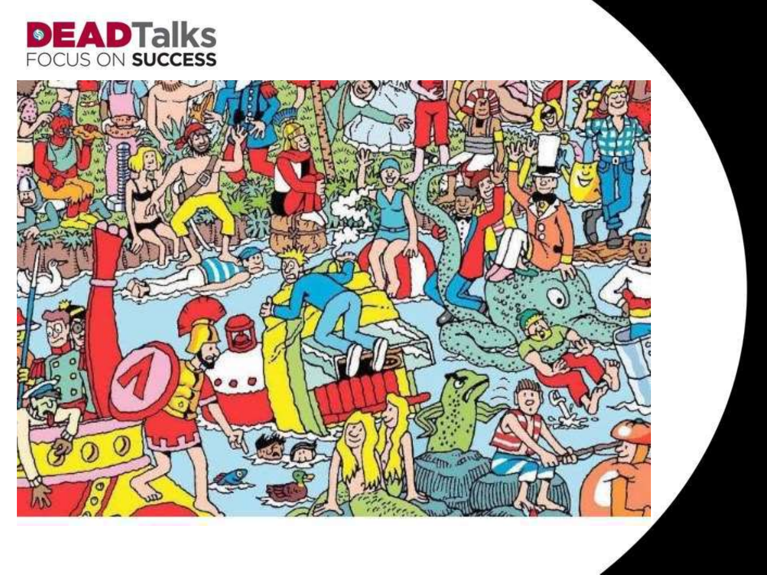DEADTalks
FOCUS ON SUCCESS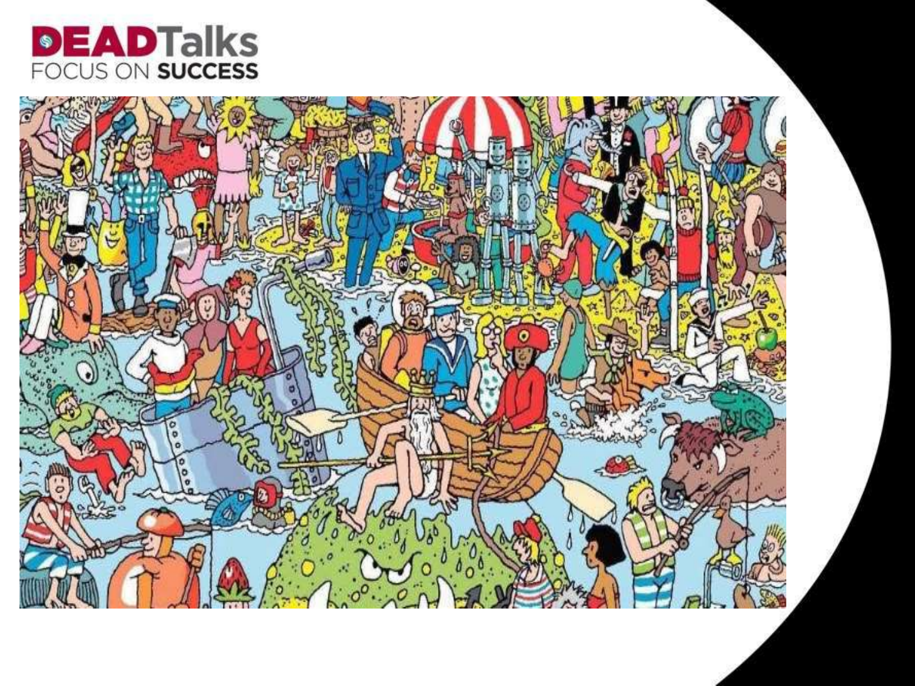**DEADTalks**
FOCUS ON **SUCCESS**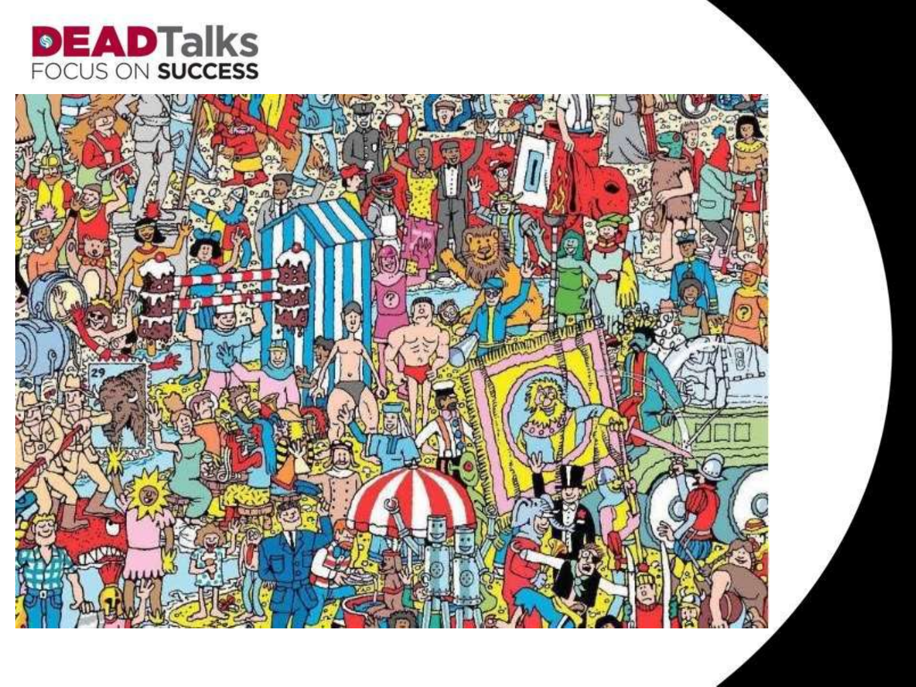DEADTalks

FOCUS ON SUCCESS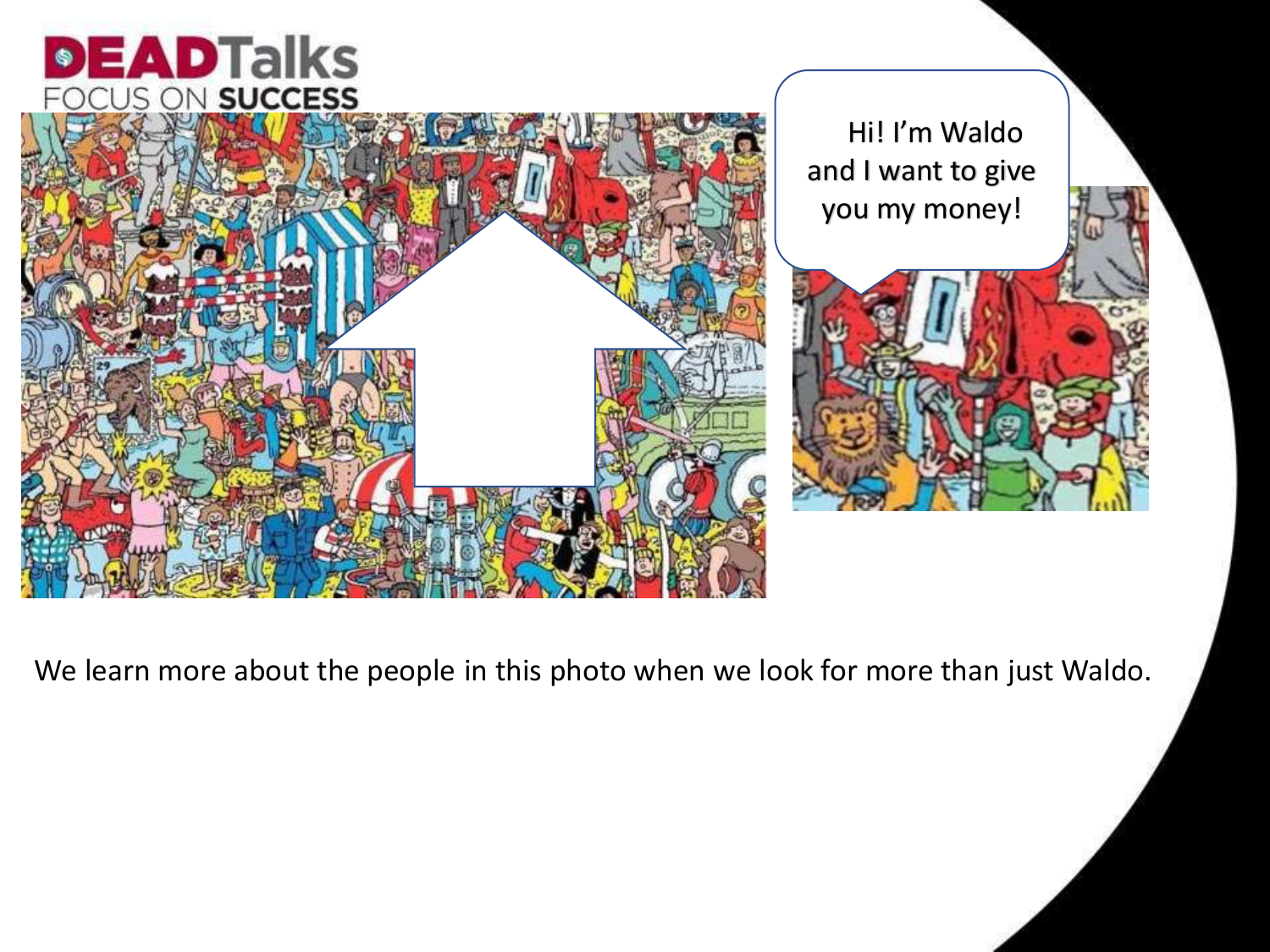DEADTalks
FOCUS ON SUCCESS

Hi! I'm Waldo and I want to give you my money!

We learn more about the people in this photo when we look for more than just Waldo.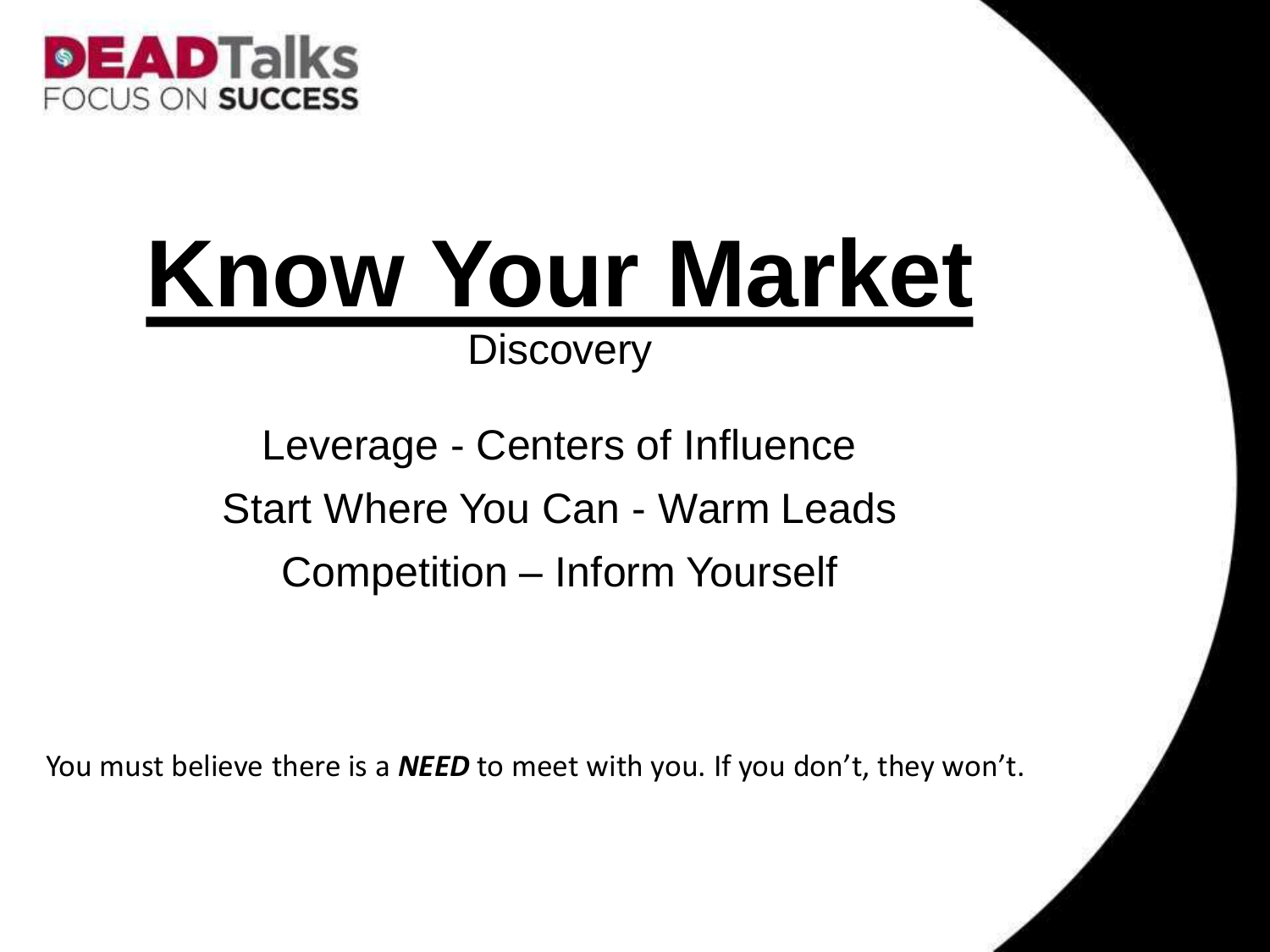# Know Your Market

Discovery

Leverage - Centers of Influence

Start Where You Can - Warm Leads

Competition – Inform Yourself

You must believe there is a ***NEED*** to meet with you. If you don't, they won't.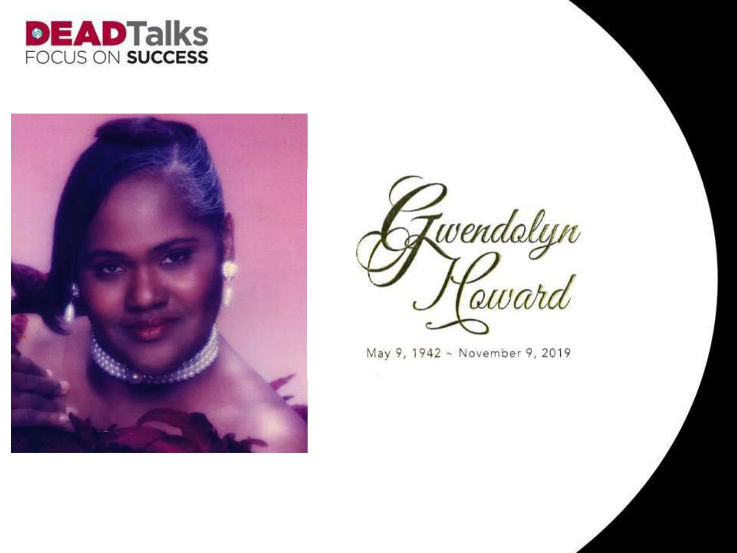**DEADTalks**
FOCUS ON **SUCCESS**

# Gwendolyn Howard

May 9, 1942 ~ November 9, 2019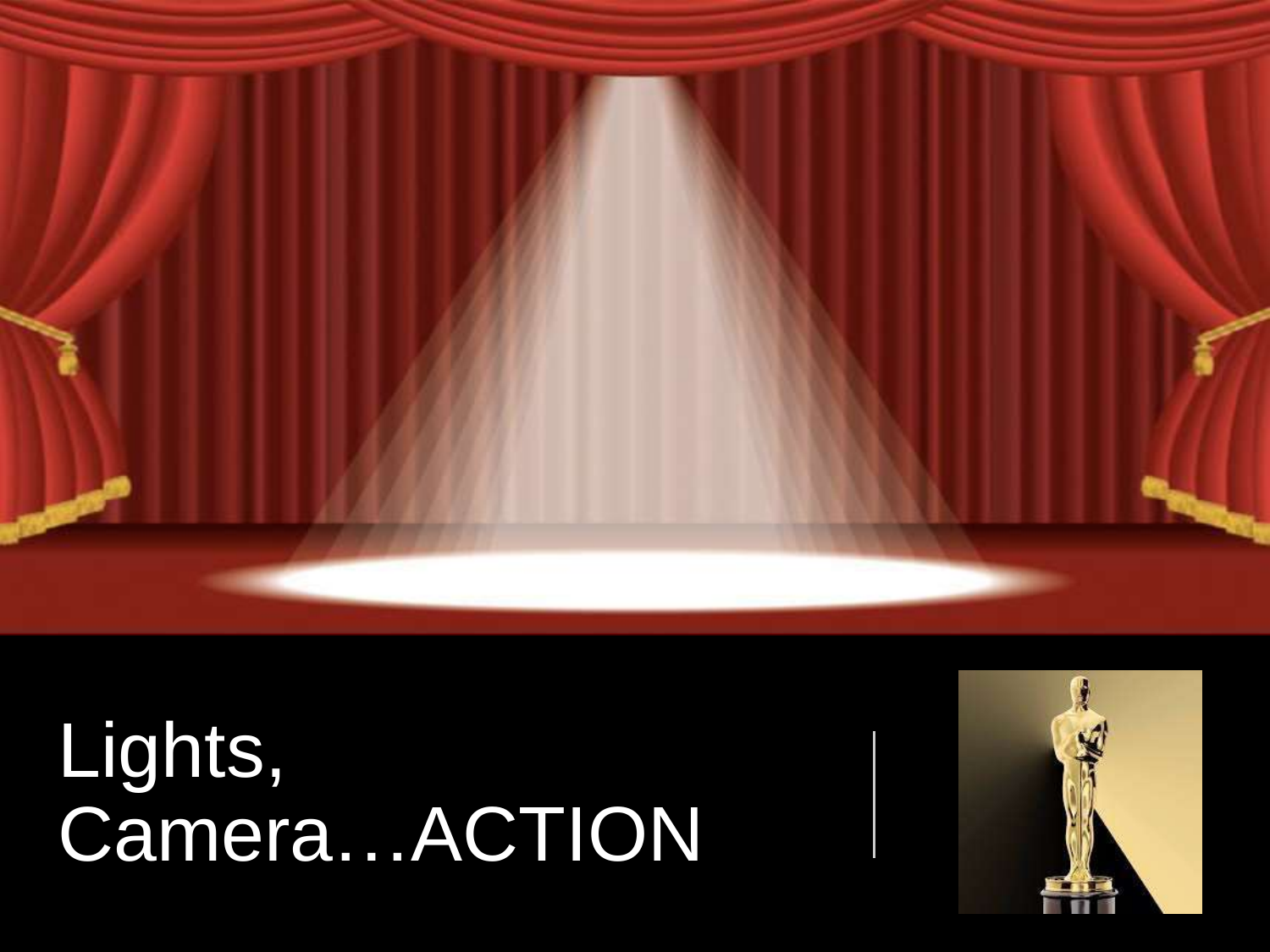# Lights, Camera…ACTION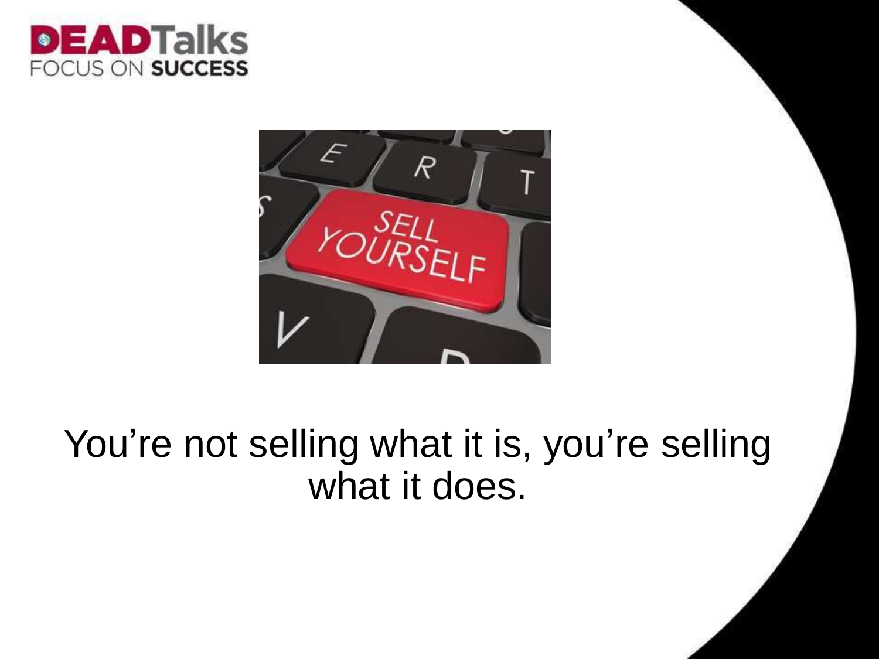You're not selling what it is, you're selling what it does.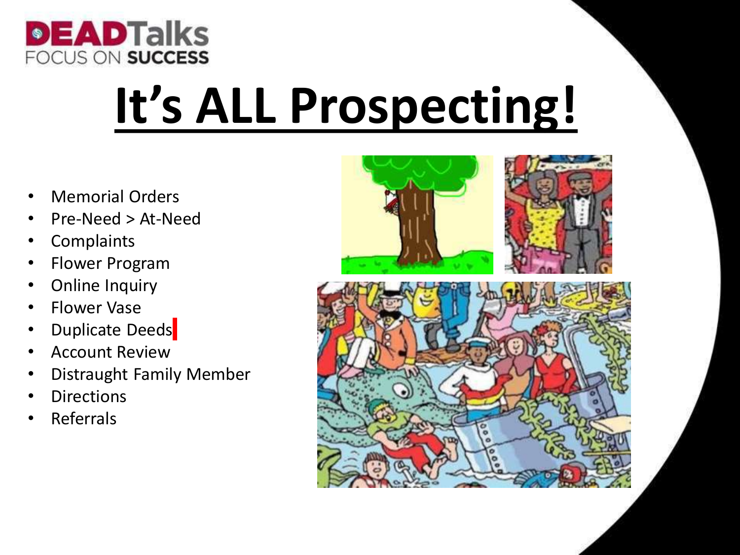# It's ALL Prospecting!

- Memorial Orders
- Pre-Need > At-Need
- Complaints
- Flower Program
- Online Inquiry
- Flower Vase
- Duplicate Deeds
- Account Review
- Distraught Family Member
- Directions
- Referrals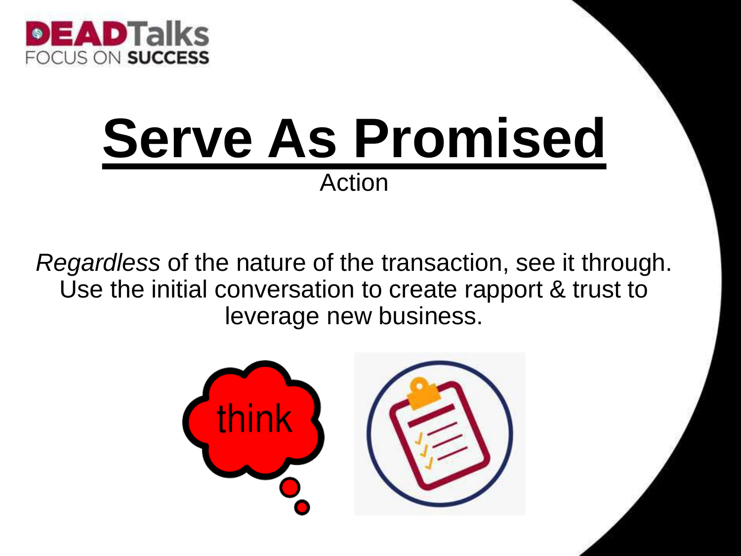# Serve As Promised

Action

*Regardless* of the nature of the transaction, see it through. Use the initial conversation to create rapport & trust to leverage new business.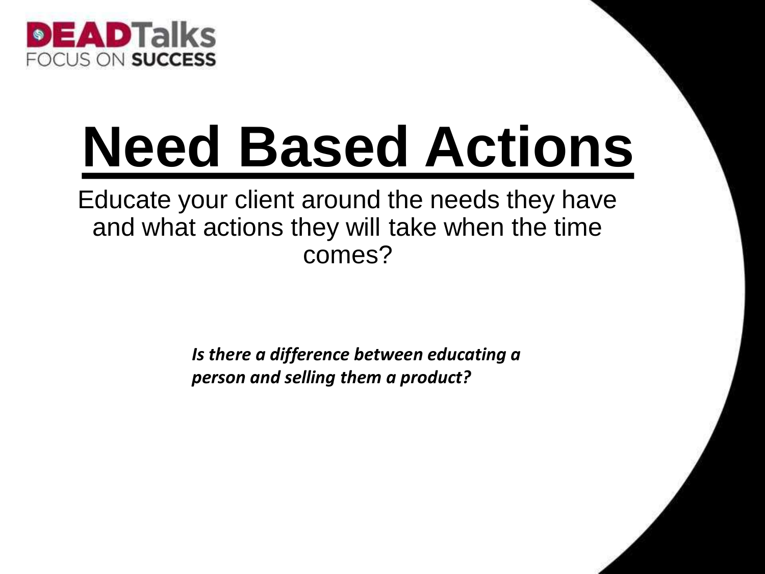# Need Based Actions

Educate your client around the needs they have and what actions they will take when the time comes?

***Is there a difference between educating a person and selling them a product?***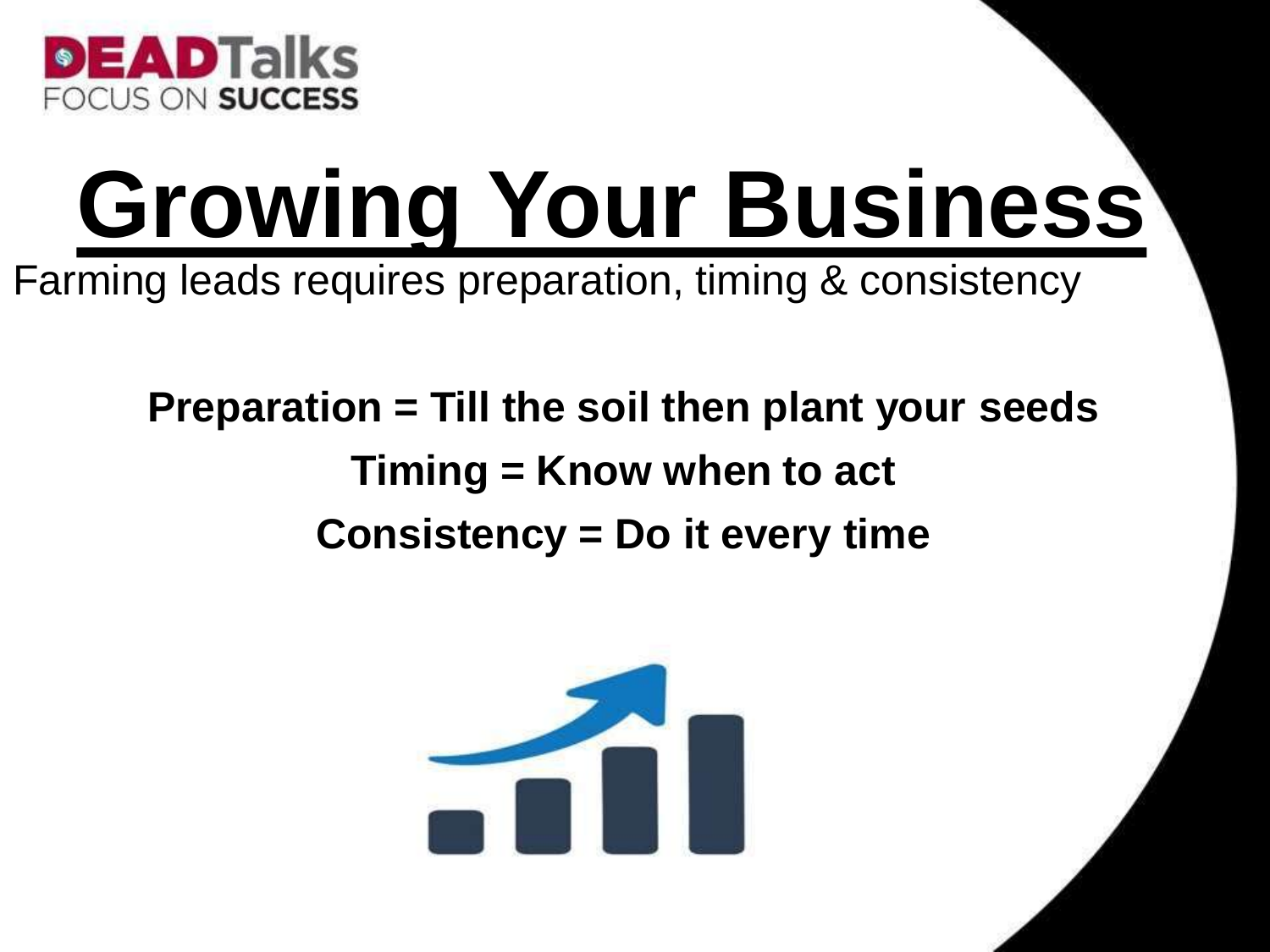DEADTalks
FOCUS ON SUCCESS

# Growing Your Business

Farming leads requires preparation, timing & consistency

**Preparation = Till the soil then plant your seeds**

**Timing = Know when to act**

**Consistency = Do it every time**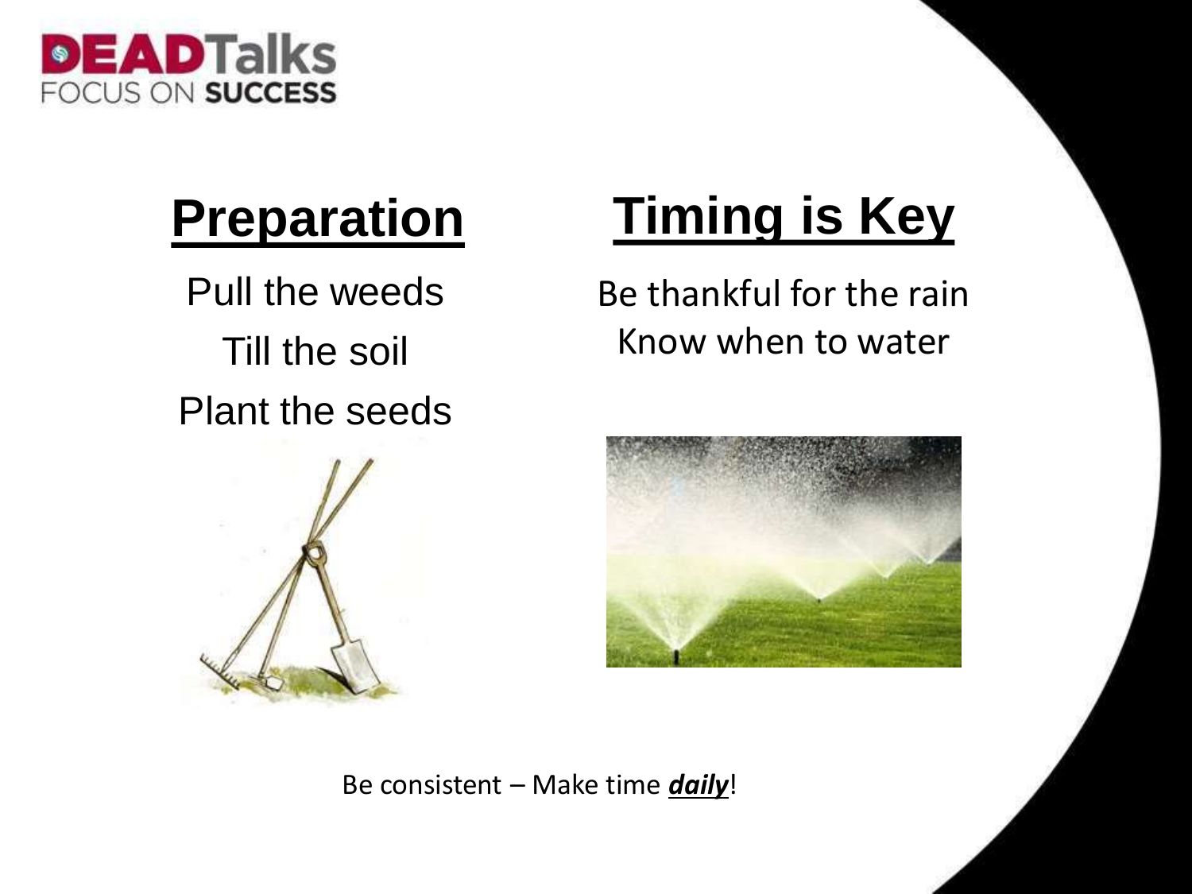**DEADTalks**
FOCUS ON **SUCCESS**

## Preparation

Pull the weeds
Till the soil
Plant the seeds

## Timing is Key

Be thankful for the rain
Know when to water

Be consistent – Make time ***daily***!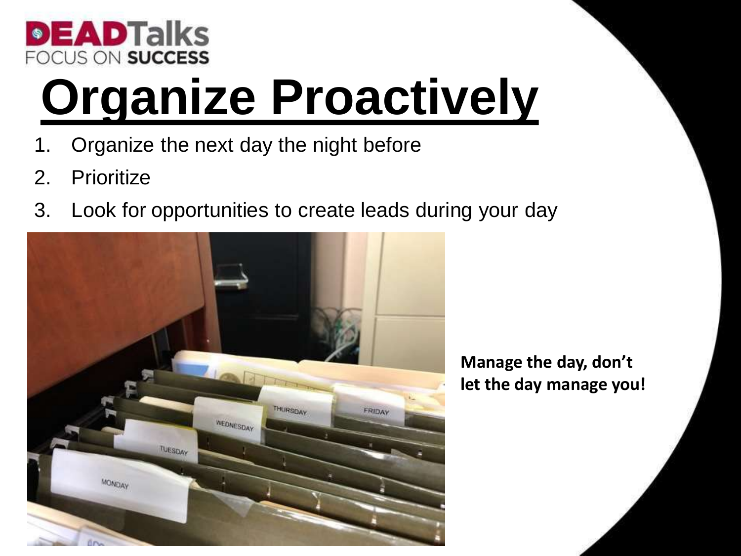DEADTalks
FOCUS ON SUCCESS

# Organize Proactively

1. Organize the next day the night before
2. Prioritize
3. Look for opportunities to create leads during your day

**Manage the day, don't let the day manage you!**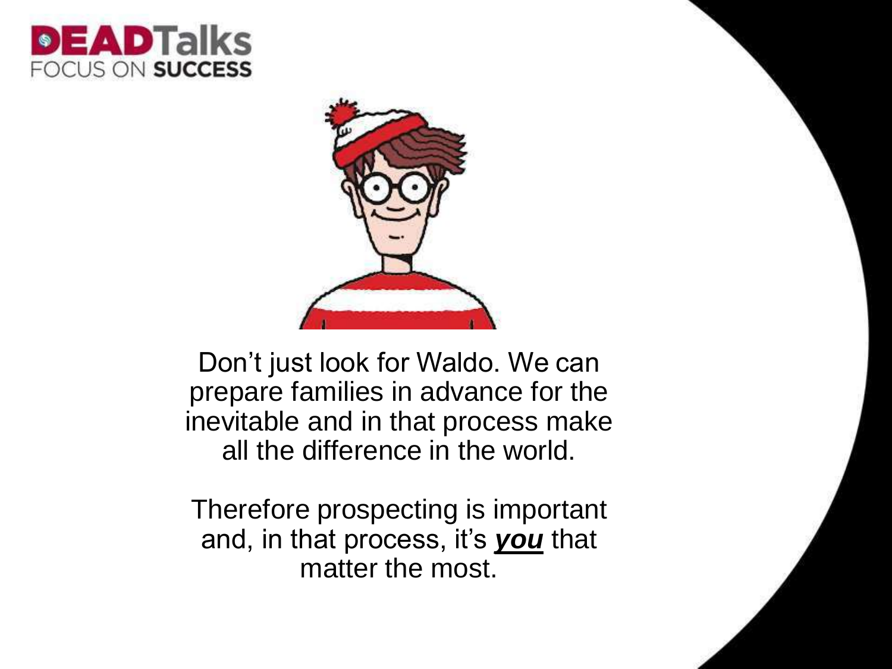Don't just look for Waldo. We can prepare families in advance for the inevitable and in that process make all the difference in the world.

Therefore prospecting is important and, in that process, it's ***<u>you</u>*** that matter the most.